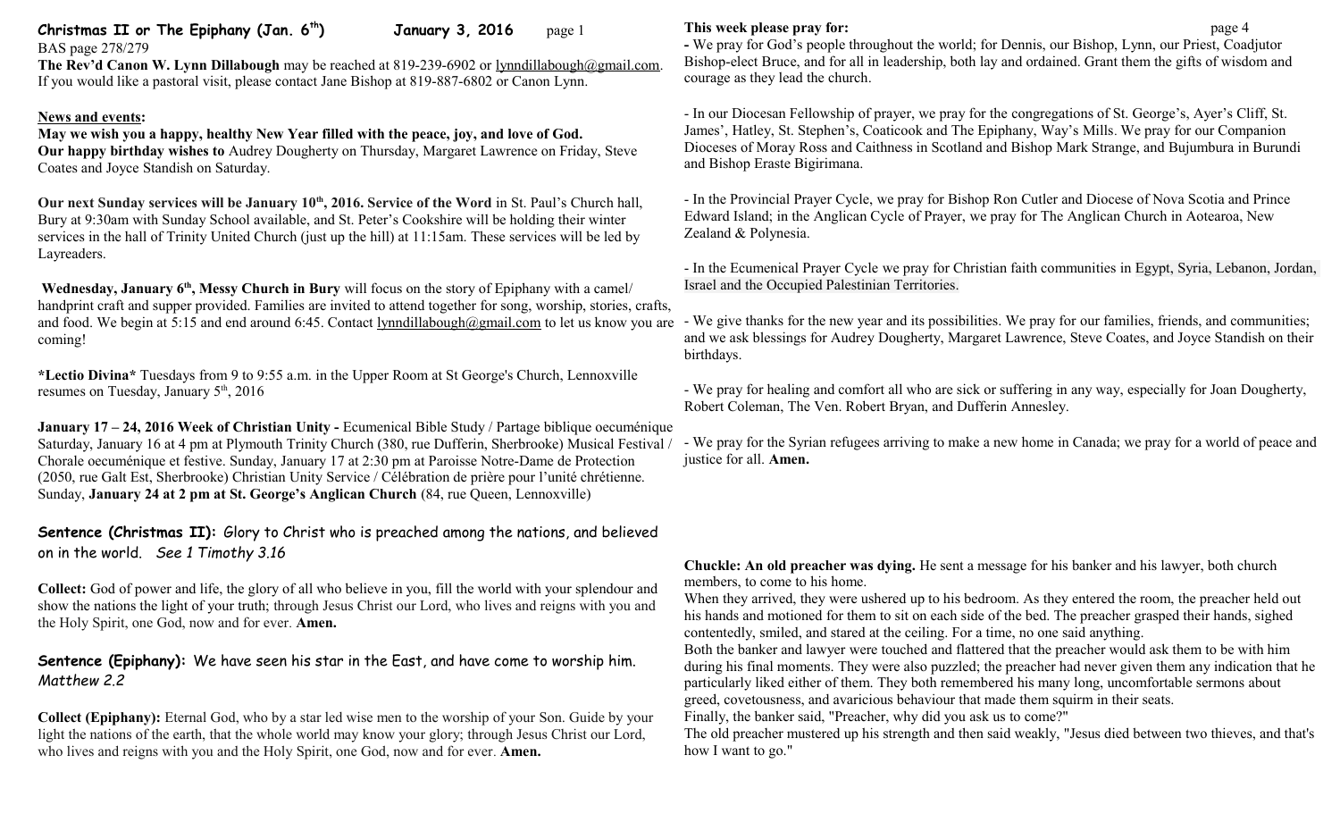# Christmas II or The Epiphany (Jan. 6th) — January 3, 2016

BAS page 278/279

**The Rev'd Canon W. Lynn Dillabough** may be reached at 819-239-6902 or lynndillabough@gmail.com. If you would like a pastoral visit, please contact Jane Bishop at 819-887-6802 or Canon Lynn.

## News and events:

**May we wish you a happy, healthy New Year filled with the peace, joy, and love of God.**

**Our happy birthday wishes to** Audrey Dougherty on Thursday, Margaret Lawrence on Friday, Steve Coates and Joyce Standish on Saturday.

**Our next Sunday services will be January 10th, 2016. Service of the Word** in St. Paul's Church hall, Bury at 9:30am with Sunday School available, and St. Peter's Cookshire will be holding their winter services in the hall of Trinity United Church (just up the hill) at 11:15am. These services will be led by Layreaders.

**Wednesday, January 6th, Messy Church in Bury** will focus on the story of Epiphany with a camel/handprint craft and supper provided. Families are invited to attend together for song, worship, stories, crafts, and food. We begin at 5:15 and end around 6:45. Contact lynndillabough@gmail.com to let us know you are coming!

**\*Lectio Divina\*** Tuesdays from 9 to 9:55 a.m. in the Upper Room at St George's Church, Lennoxville resumes on Tuesday, January 5th, 2016

**January 17 – 24, 2016 Week of Christian Unity -** Ecumenical Bible Study / Partage biblique oecuménique Saturday, January 16 at 4 pm at Plymouth Trinity Church (380, rue Dufferin, Sherbrooke) Musical Festival / Chorale oecuménique et festive. Sunday, January 17 at 2:30 pm at Paroisse Notre-Dame de Protection (2050, rue Galt Est, Sherbrooke) Christian Unity Service / Célébration de prière pour l'unité chrétienne. Sunday, **January 24 at 2 pm at St. George's Anglican Church** (84, rue Queen, Lennoxville)

**Sentence (Christmas II):** Glory to Christ who is preached among the nations, and believed on in the world. *See 1 Timothy 3.16*

**Collect:** God of power and life, the glory of all who believe in you, fill the world with your splendour and show the nations the light of your truth; through Jesus Christ our Lord, who lives and reigns with you and the Holy Spirit, one God, now and for ever. **Amen.**

**Sentence (Epiphany):** We have seen his star in the East, and have come to worship him. *Matthew 2.2*

**Collect (Epiphany):** Eternal God, who by a star led wise men to the worship of your Son. Guide by your light the nations of the earth, that the whole world may know your glory; through Jesus Christ our Lord, who lives and reigns with you and the Holy Spirit, one God, now and for ever. **Amen.**

## This week please pray for:

- We pray for God's people throughout the world; for Dennis, our Bishop, Lynn, our Priest, Coadjutor Bishop-elect Bruce, and for all in leadership, both lay and ordained. Grant them the gifts of wisdom and courage as they lead the church.

- In our Diocesan Fellowship of prayer, we pray for the congregations of St. George's, Ayer's Cliff, St. James', Hatley, St. Stephen's, Coaticook and The Epiphany, Way's Mills. We pray for our Companion Dioceses of Moray Ross and Caithness in Scotland and Bishop Mark Strange, and Bujumbura in Burundi and Bishop Eraste Bigirimana.

- In the Provincial Prayer Cycle, we pray for Bishop Ron Cutler and Diocese of Nova Scotia and Prince Edward Island; in the Anglican Cycle of Prayer, we pray for The Anglican Church in Aotearoa, New Zealand & Polynesia.

- In the Ecumenical Prayer Cycle we pray for Christian faith communities in Egypt, Syria, Lebanon, Jordan, Israel and the Occupied Palestinian Territories.

- We give thanks for the new year and its possibilities. We pray for our families, friends, and communities; and we ask blessings for Audrey Dougherty, Margaret Lawrence, Steve Coates, and Joyce Standish on their birthdays.

- We pray for healing and comfort all who are sick or suffering in any way, especially for Joan Dougherty, Robert Coleman, The Ven. Robert Bryan, and Dufferin Annesley.

- We pray for the Syrian refugees arriving to make a new home in Canada; we pray for a world of peace and justice for all. **Amen.**

**Chuckle: An old preacher was dying.** He sent a message for his banker and his lawyer, both church members, to come to his home.

When they arrived, they were ushered up to his bedroom. As they entered the room, the preacher held out his hands and motioned for them to sit on each side of the bed. The preacher grasped their hands, sighed contentedly, smiled, and stared at the ceiling. For a time, no one said anything.

Both the banker and lawyer were touched and flattered that the preacher would ask them to be with him during his final moments. They were also puzzled; the preacher had never given them any indication that he particularly liked either of them. They both remembered his many long, uncomfortable sermons about greed, covetousness, and avaricious behaviour that made them squirm in their seats.

Finally, the banker said, "Preacher, why did you ask us to come?"

The old preacher mustered up his strength and then said weakly, "Jesus died between two thieves, and that's how I want to go."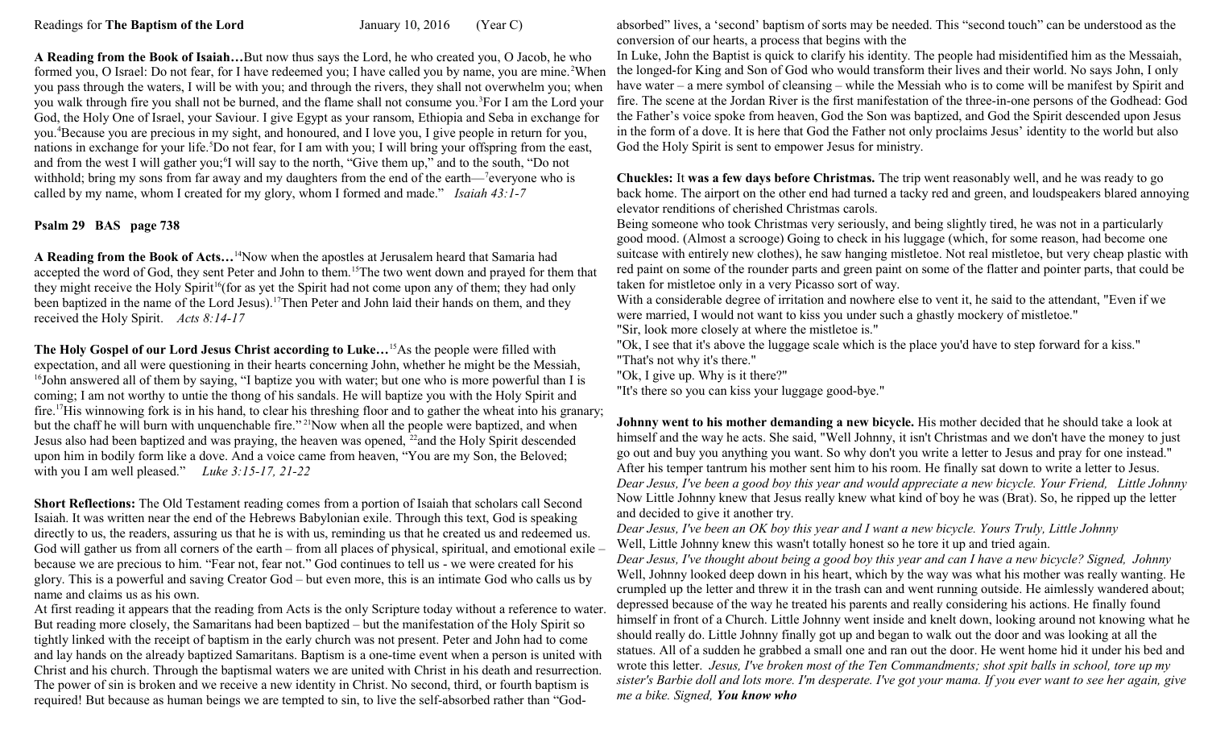Readings for **The Baptism of the Lord** January 10, 2016 (Year C)

**A Reading from the Book of Isaiah…**But now thus says the Lord, he who created you, O Jacob, he who formed you, O Israel: Do not fear, for I have redeemed you; I have called you by name, you are mine.[2]When you pass through the waters, I will be with you; and through the rivers, they shall not overwhelm you; when you walk through fire you shall not be burned, and the flame shall not consume you.[3]For I am the Lord your God, the Holy One of Israel, your Saviour. I give Egypt as your ransom, Ethiopia and Seba in exchange for you.[4]Because you are precious in my sight, and honoured, and I love you, I give people in return for you, nations in exchange for your life.[5]Do not fear, for I am with you; I will bring your offspring from the east, and from the west I will gather you;[6]I will say to the north, "Give them up," and to the south, "Do not withhold; bring my sons from far away and my daughters from the end of the earth—[7]everyone who is called by my name, whom I created for my glory, whom I formed and made." *Isaiah 43:1-7*

**Psalm 29 BAS page 738**

**A Reading from the Book of Acts…**[14]Now when the apostles at Jerusalem heard that Samaria had accepted the word of God, they sent Peter and John to them.[15]The two went down and prayed for them that they might receive the Holy Spirit[16](for as yet the Spirit had not come upon any of them; they had only been baptized in the name of the Lord Jesus).[17]Then Peter and John laid their hands on them, and they received the Holy Spirit. *Acts 8:14-17*

**The Holy Gospel of our Lord Jesus Christ according to Luke…**[15]As the people were filled with expectation, and all were questioning in their hearts concerning John, whether he might be the Messiah, [16]John answered all of them by saying, "I baptize you with water; but one who is more powerful than I is coming; I am not worthy to untie the thong of his sandals. He will baptize you with the Holy Spirit and fire.[17]His winnowing fork is in his hand, to clear his threshing floor and to gather the wheat into his granary; but the chaff he will burn with unquenchable fire." [21]Now when all the people were baptized, and when Jesus also had been baptized and was praying, the heaven was opened, [22]and the Holy Spirit descended upon him in bodily form like a dove. And a voice came from heaven, "You are my Son, the Beloved; with you I am well pleased." *Luke 3:15-17, 21-22*

**Short Reflections:** The Old Testament reading comes from a portion of Isaiah that scholars call Second Isaiah. It was written near the end of the Hebrews Babylonian exile. Through this text, God is speaking directly to us, the readers, assuring us that he is with us, reminding us that he created us and redeemed us. God will gather us from all corners of the earth – from all places of physical, spiritual, and emotional exile – because we are precious to him. "Fear not, fear not." God continues to tell us - we were created for his glory. This is a powerful and saving Creator God – but even more, this is an intimate God who calls us by name and claims us as his own.

At first reading it appears that the reading from Acts is the only Scripture today without a reference to water. But reading more closely, the Samaritans had been baptized – but the manifestation of the Holy Spirit so tightly linked with the receipt of baptism in the early church was not present. Peter and John had to come and lay hands on the already baptized Samaritans. Baptism is a one-time event when a person is united with Christ and his church. Through the baptismal waters we are united with Christ in his death and resurrection. The power of sin is broken and we receive a new identity in Christ. No second, third, or fourth baptism is required! But because as human beings we are tempted to sin, to live the self-absorbed rather than "God-absorbed" lives, a 'second' baptism of sorts may be needed. This "second touch" can be understood as the conversion of our hearts, a process that begins with the

In Luke, John the Baptist is quick to clarify his identity. The people had misidentified him as the Messaiah, the longed-for King and Son of God who would transform their lives and their world. No says John, I only have water – a mere symbol of cleansing – while the Messiah who is to come will be manifest by Spirit and fire. The scene at the Jordan River is the first manifestation of the three-in-one persons of the Godhead: God the Father's voice spoke from heaven, God the Son was baptized, and God the Spirit descended upon Jesus in the form of a dove. It is here that God the Father not only proclaims Jesus' identity to the world but also God the Holy Spirit is sent to empower Jesus for ministry.

**Chuckles:** It **was a few days before Christmas.** The trip went reasonably well, and he was ready to go back home. The airport on the other end had turned a tacky red and green, and loudspeakers blared annoying elevator renditions of cherished Christmas carols.

Being someone who took Christmas very seriously, and being slightly tired, he was not in a particularly good mood. (Almost a scrooge) Going to check in his luggage (which, for some reason, had become one suitcase with entirely new clothes), he saw hanging mistletoe. Not real mistletoe, but very cheap plastic with red paint on some of the rounder parts and green paint on some of the flatter and pointer parts, that could be taken for mistletoe only in a very Picasso sort of way.

With a considerable degree of irritation and nowhere else to vent it, he said to the attendant, "Even if we were married, I would not want to kiss you under such a ghastly mockery of mistletoe."

"Sir, look more closely at where the mistletoe is."

"Ok, I see that it's above the luggage scale which is the place you'd have to step forward for a kiss."

"That's not why it's there."

"Ok, I give up. Why is it there?"

"It's there so you can kiss your luggage good-bye."

**Johnny went to his mother demanding a new bicycle.** His mother decided that he should take a look at himself and the way he acts. She said, "Well Johnny, it isn't Christmas and we don't have the money to just go out and buy you anything you want. So why don't you write a letter to Jesus and pray for one instead." After his temper tantrum his mother sent him to his room. He finally sat down to write a letter to Jesus.

*Dear Jesus, I've been a good boy this year and would appreciate a new bicycle. Your Friend, Little Johnny*

Now Little Johnny knew that Jesus really knew what kind of boy he was (Brat). So, he ripped up the letter and decided to give it another try.

*Dear Jesus, I've been an OK boy this year and I want a new bicycle. Yours Truly, Little Johnny*

Well, Little Johnny knew this wasn't totally honest so he tore it up and tried again.

*Dear Jesus, I've thought about being a good boy this year and can I have a new bicycle? Signed, Johnny*

Well, Johnny looked deep down in his heart, which by the way was what his mother was really wanting. He crumpled up the letter and threw it in the trash can and went running outside. He aimlessly wandered about; depressed because of the way he treated his parents and really considering his actions. He finally found himself in front of a Church. Little Johnny went inside and knelt down, looking around not knowing what he should really do. Little Johnny finally got up and began to walk out the door and was looking at all the statues. All of a sudden he grabbed a small one and ran out the door. He went home hid it under his bed and wrote this letter. *Jesus, I've broken most of the Ten Commandments; shot spit balls in school, tore up my sister's Barbie doll and lots more. I'm desperate. I've got your mama. If you ever want to see her again, give me a bike. Signed, **You know who***